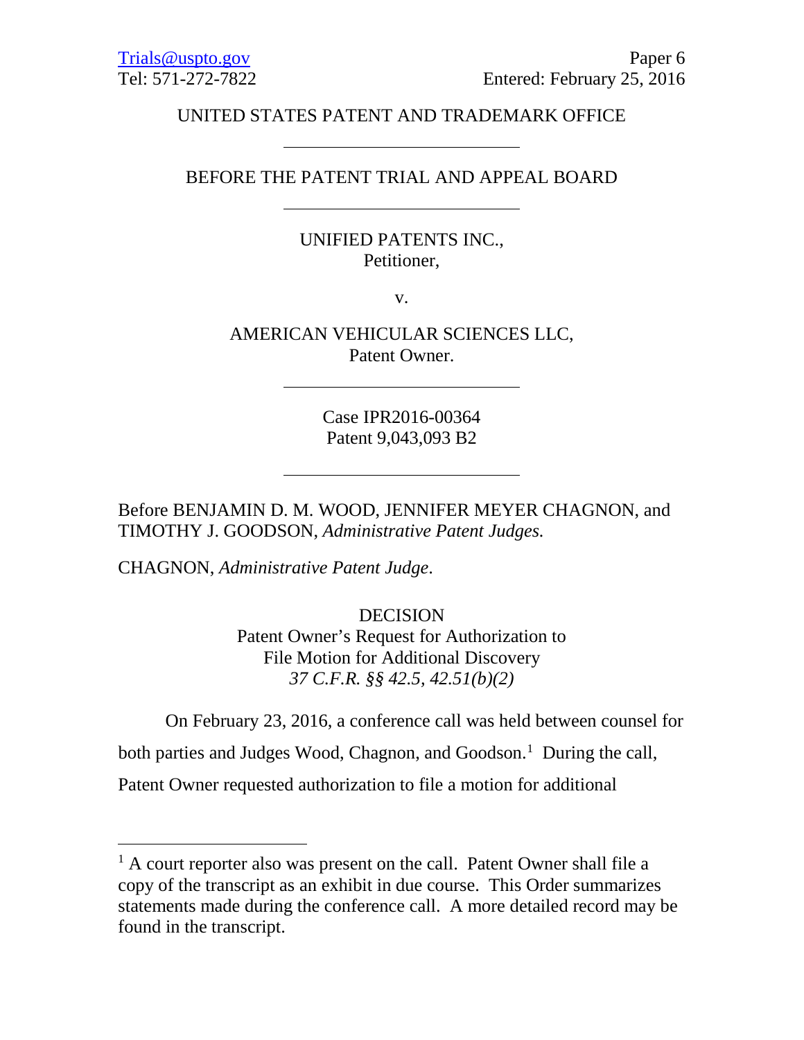Trials@uspto.gov
Tel: 571-272-7822

Paper 6
Entered: February 25, 2016

UNITED STATES PATENT AND TRADEMARK OFFICE

---

BEFORE THE PATENT TRIAL AND APPEAL BOARD

---

UNIFIED PATENTS INC.,
Petitioner,

v.

AMERICAN VEHICULAR SCIENCES LLC,
Patent Owner.

---

Case IPR2016-00364
Patent 9,043,093 B2

---

Before BENJAMIN D. M. WOOD, JENNIFER MEYER CHAGNON, and TIMOTHY J. GOODSON, *Administrative Patent Judges.*

CHAGNON, *Administrative Patent Judge*.

DECISION
Patent Owner's Request for Authorization to
File Motion for Additional Discovery
*37 C.F.R. §§ 42.5, 42.51(b)(2)*

On February 23, 2016, a conference call was held between counsel for both parties and Judges Wood, Chagnon, and Goodson.[1] During the call, Patent Owner requested authorization to file a motion for additional

---

[1] A court reporter also was present on the call. Patent Owner shall file a copy of the transcript as an exhibit in due course. This Order summarizes statements made during the conference call. A more detailed record may be found in the transcript.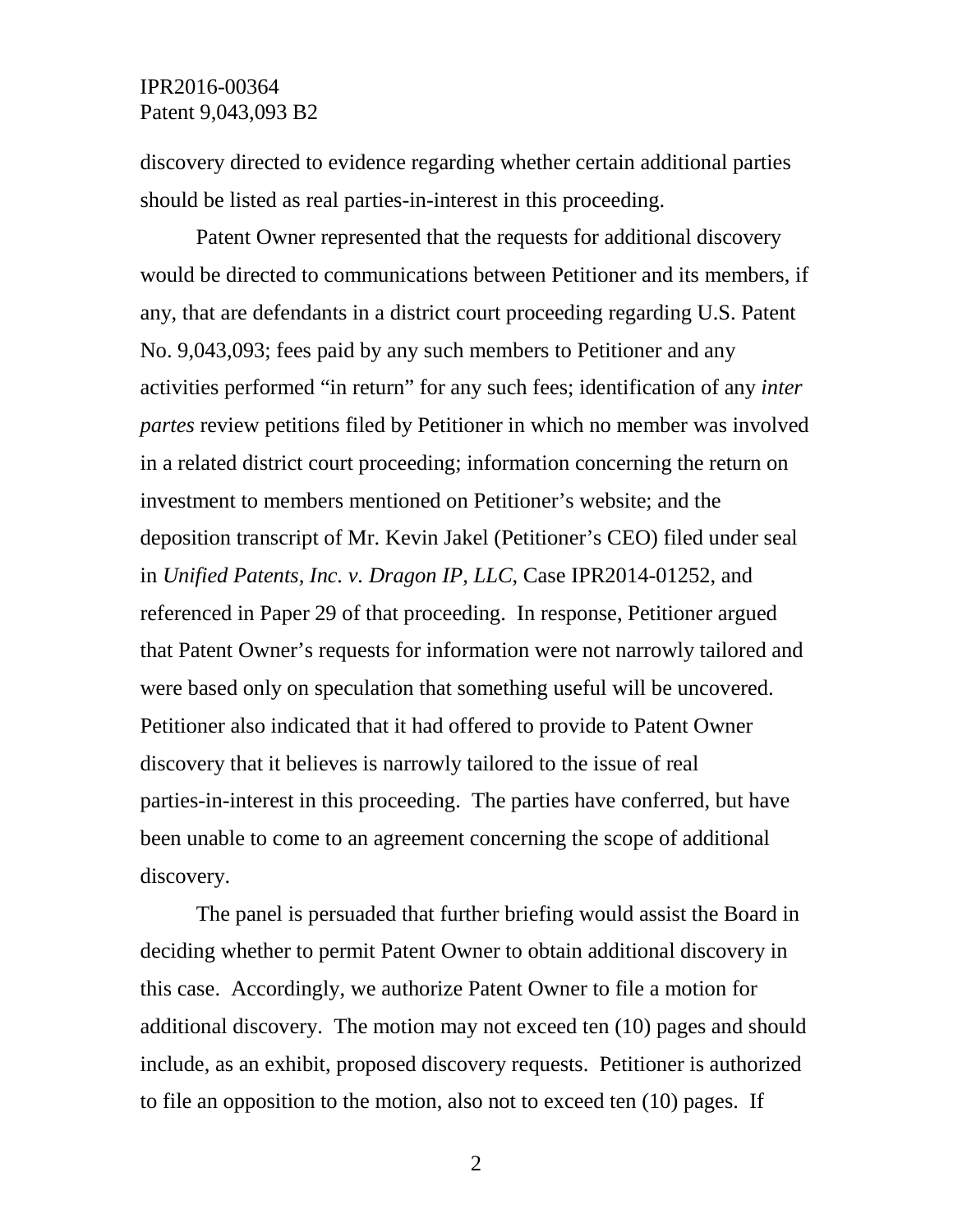discovery directed to evidence regarding whether certain additional parties should be listed as real parties-in-interest in this proceeding.

Patent Owner represented that the requests for additional discovery would be directed to communications between Petitioner and its members, if any, that are defendants in a district court proceeding regarding U.S. Patent No. 9,043,093; fees paid by any such members to Petitioner and any activities performed "in return" for any such fees; identification of any *inter partes* review petitions filed by Petitioner in which no member was involved in a related district court proceeding; information concerning the return on investment to members mentioned on Petitioner's website; and the deposition transcript of Mr. Kevin Jakel (Petitioner's CEO) filed under seal in *Unified Patents, Inc. v. Dragon IP, LLC*, Case IPR2014-01252, and referenced in Paper 29 of that proceeding. In response, Petitioner argued that Patent Owner's requests for information were not narrowly tailored and were based only on speculation that something useful will be uncovered. Petitioner also indicated that it had offered to provide to Patent Owner discovery that it believes is narrowly tailored to the issue of real parties-in-interest in this proceeding. The parties have conferred, but have been unable to come to an agreement concerning the scope of additional discovery.

The panel is persuaded that further briefing would assist the Board in deciding whether to permit Patent Owner to obtain additional discovery in this case. Accordingly, we authorize Patent Owner to file a motion for additional discovery. The motion may not exceed ten (10) pages and should include, as an exhibit, proposed discovery requests. Petitioner is authorized to file an opposition to the motion, also not to exceed ten (10) pages. If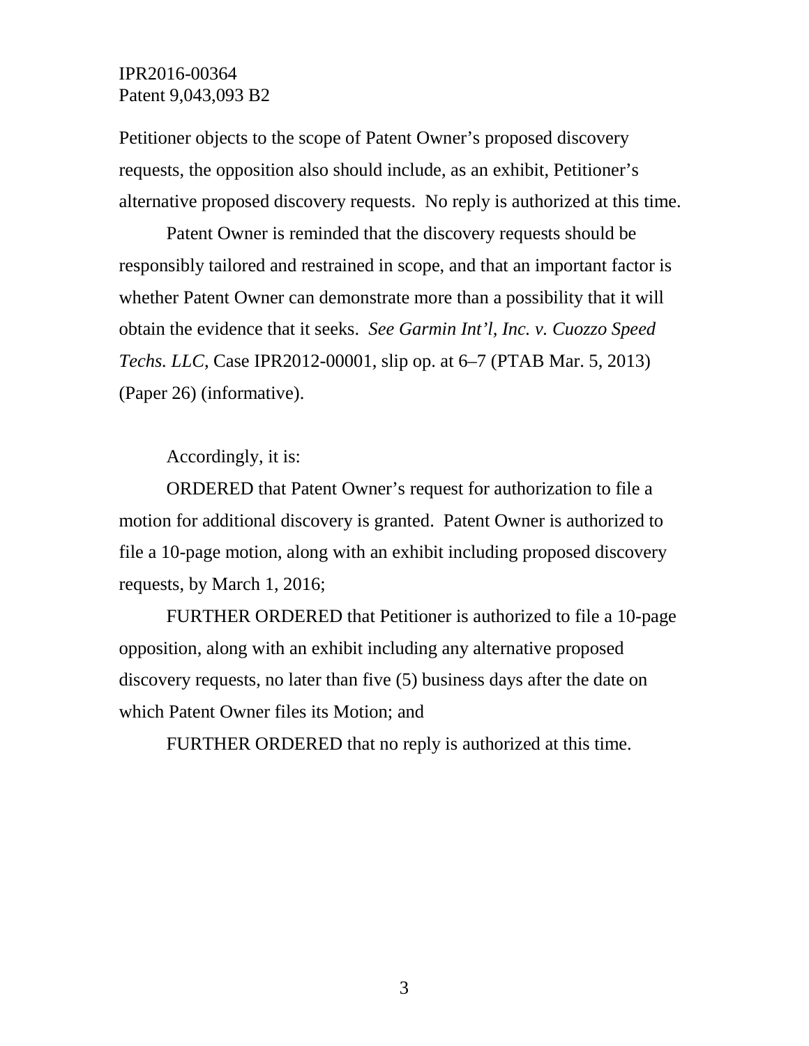Petitioner objects to the scope of Patent Owner's proposed discovery requests, the opposition also should include, as an exhibit, Petitioner's alternative proposed discovery requests. No reply is authorized at this time.

Patent Owner is reminded that the discovery requests should be responsibly tailored and restrained in scope, and that an important factor is whether Patent Owner can demonstrate more than a possibility that it will obtain the evidence that it seeks. *See Garmin Int'l, Inc. v. Cuozzo Speed Techs. LLC*, Case IPR2012-00001, slip op. at 6–7 (PTAB Mar. 5, 2013) (Paper 26) (informative).

Accordingly, it is:

ORDERED that Patent Owner's request for authorization to file a motion for additional discovery is granted. Patent Owner is authorized to file a 10-page motion, along with an exhibit including proposed discovery requests, by March 1, 2016;

FURTHER ORDERED that Petitioner is authorized to file a 10-page opposition, along with an exhibit including any alternative proposed discovery requests, no later than five (5) business days after the date on which Patent Owner files its Motion; and

FURTHER ORDERED that no reply is authorized at this time.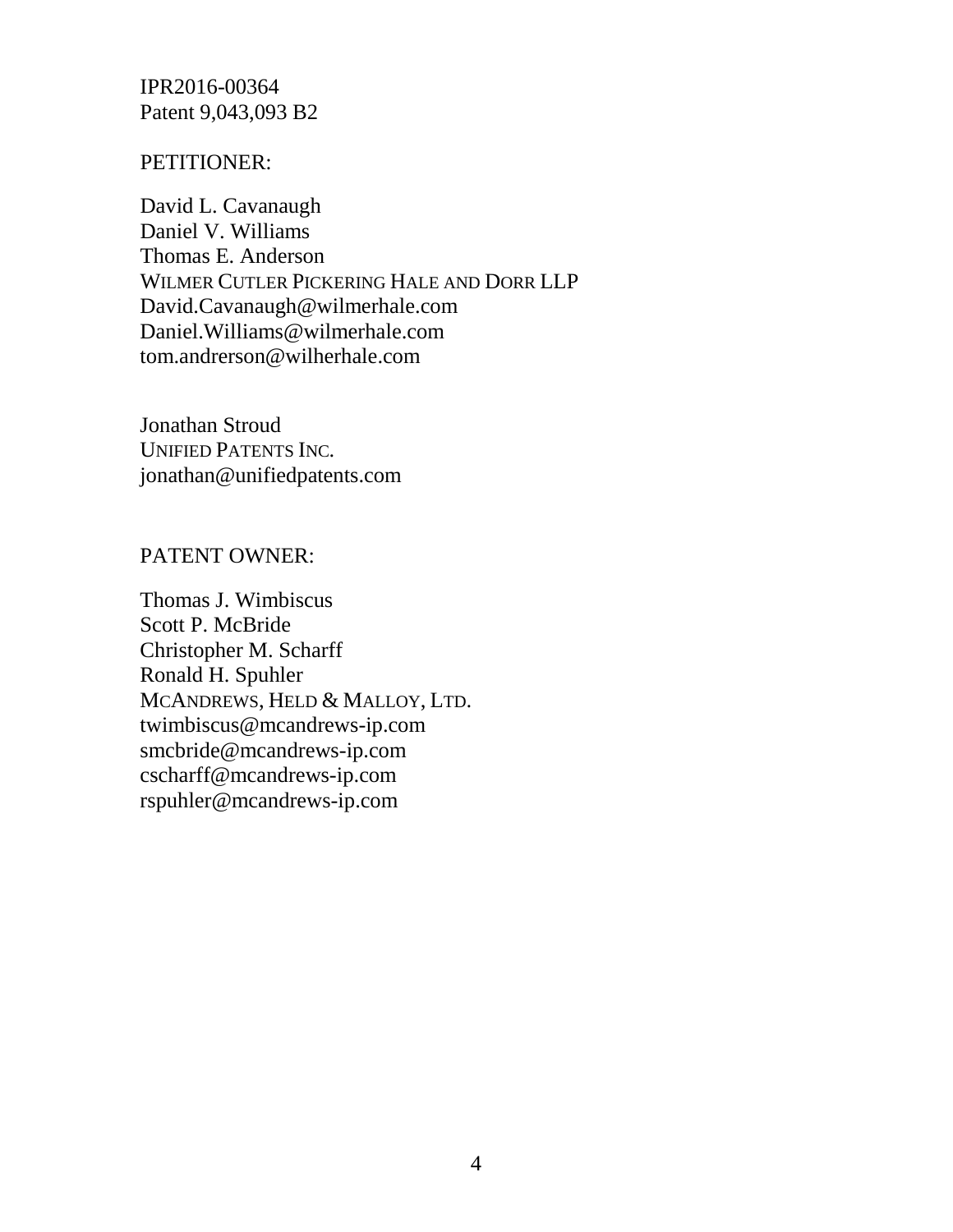IPR2016-00364
Patent 9,043,093 B2

PETITIONER:

David L. Cavanaugh
Daniel V. Williams
Thomas E. Anderson
WILMER CUTLER PICKERING HALE AND DORR LLP
David.Cavanaugh@wilmerhale.com
Daniel.Williams@wilmerhale.com
tom.andrerson@wilherhale.com

Jonathan Stroud
UNIFIED PATENTS INC.
jonathan@unifiedpatents.com

PATENT OWNER:

Thomas J. Wimbiscus
Scott P. McBride
Christopher M. Scharff
Ronald H. Spuhler
MCANDREWS, HELD & MALLOY, LTD.
twimbiscus@mcandrews-ip.com
smcbride@mcandrews-ip.com
cscharff@mcandrews-ip.com
rspuhler@mcandrews-ip.com